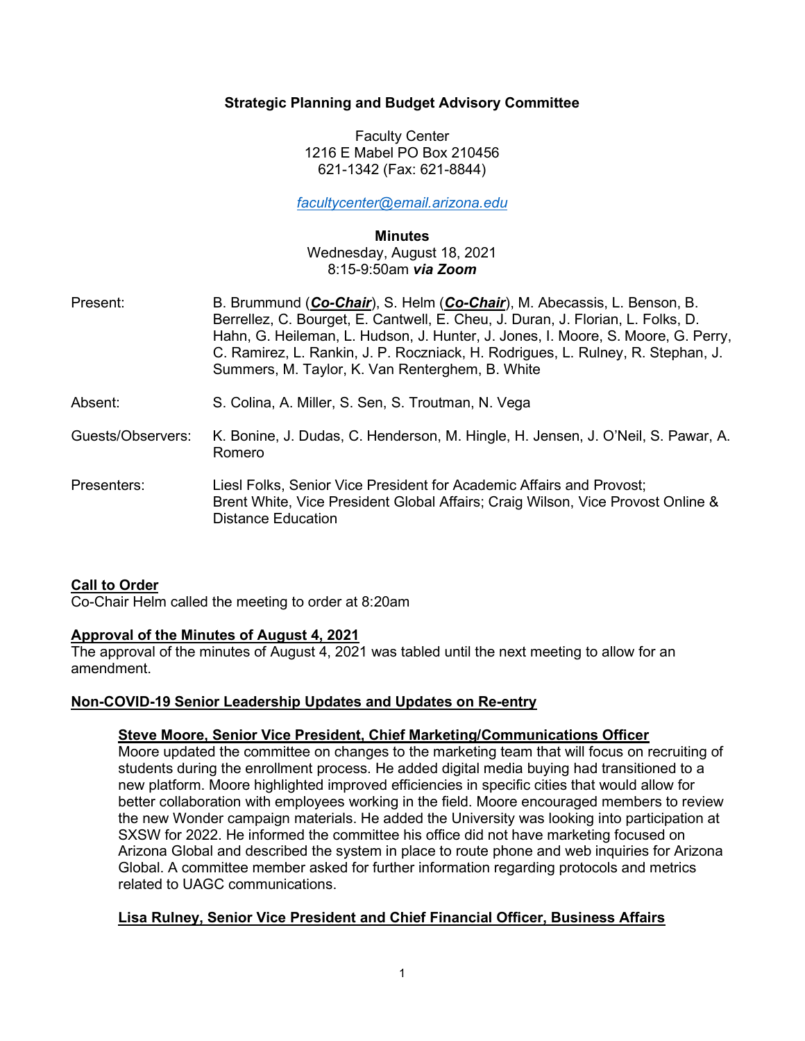**Strategic Planning and Budget Advisory Committee**

Faculty Center
1216 E Mabel PO Box 210456
621-1342 (Fax: 621-8844)

*facultycenter@email.arizona.edu*

**Minutes**
Wednesday, August 18, 2021
8:15-9:50am ***via Zoom***

| | |
|---|---|
| Present: | B. Brummund (***Co-Chair***), S. Helm (***Co-Chair***), M. Abecassis, L. Benson, B. Berrellez, C. Bourget, E. Cantwell, E. Cheu, J. Duran, J. Florian, L. Folks, D. Hahn, G. Heileman, L. Hudson, J. Hunter, J. Jones, I. Moore, S. Moore, G. Perry, C. Ramirez, L. Rankin, J. P. Roczniack, H. Rodrigues, L. Rulney, R. Stephan, J. Summers, M. Taylor, K. Van Renterghem, B. White |
| Absent: | S. Colina, A. Miller, S. Sen, S. Troutman, N. Vega |
| Guests/Observers: | K. Bonine, J. Dudas, C. Henderson, M. Hingle, H. Jensen, J. O'Neil, S. Pawar, A. Romero |
| Presenters: | Liesl Folks, Senior Vice President for Academic Affairs and Provost; Brent White, Vice President Global Affairs; Craig Wilson, Vice Provost Online & Distance Education |

**Call to Order**
Co-Chair Helm called the meeting to order at 8:20am

**Approval of the Minutes of August 4, 2021**
The approval of the minutes of August 4, 2021 was tabled until the next meeting to allow for an amendment.

**Non-COVID-19 Senior Leadership Updates and Updates on Re-entry**

**Steve Moore, Senior Vice President, Chief Marketing/Communications Officer**
Moore updated the committee on changes to the marketing team that will focus on recruiting of students during the enrollment process. He added digital media buying had transitioned to a new platform. Moore highlighted improved efficiencies in specific cities that would allow for better collaboration with employees working in the field. Moore encouraged members to review the new Wonder campaign materials. He added the University was looking into participation at SXSW for 2022. He informed the committee his office did not have marketing focused on Arizona Global and described the system in place to route phone and web inquiries for Arizona Global. A committee member asked for further information regarding protocols and metrics related to UAGC communications.

**Lisa Rulney, Senior Vice President and Chief Financial Officer, Business Affairs**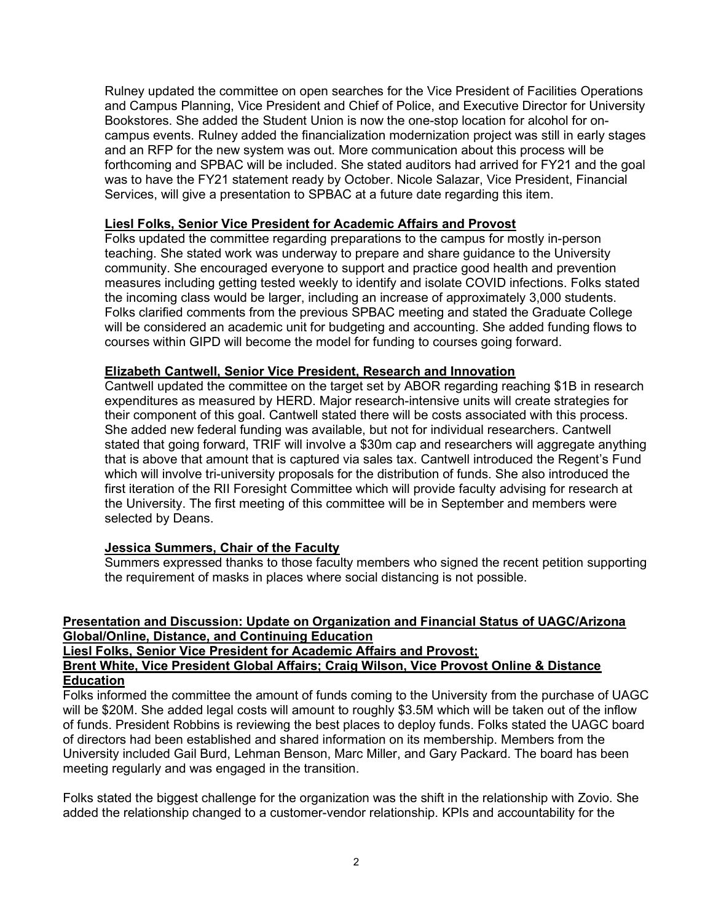Rulney updated the committee on open searches for the Vice President of Facilities Operations and Campus Planning, Vice President and Chief of Police, and Executive Director for University Bookstores. She added the Student Union is now the one-stop location for alcohol for on-campus events. Rulney added the financialization modernization project was still in early stages and an RFP for the new system was out. More communication about this process will be forthcoming and SPBAC will be included. She stated auditors had arrived for FY21 and the goal was to have the FY21 statement ready by October. Nicole Salazar, Vice President, Financial Services, will give a presentation to SPBAC at a future date regarding this item.

**Liesl Folks, Senior Vice President for Academic Affairs and Provost**

Folks updated the committee regarding preparations to the campus for mostly in-person teaching. She stated work was underway to prepare and share guidance to the University community. She encouraged everyone to support and practice good health and prevention measures including getting tested weekly to identify and isolate COVID infections. Folks stated the incoming class would be larger, including an increase of approximately 3,000 students. Folks clarified comments from the previous SPBAC meeting and stated the Graduate College will be considered an academic unit for budgeting and accounting. She added funding flows to courses within GIPD will become the model for funding to courses going forward.

**Elizabeth Cantwell, Senior Vice President, Research and Innovation**

Cantwell updated the committee on the target set by ABOR regarding reaching $1B in research expenditures as measured by HERD. Major research-intensive units will create strategies for their component of this goal. Cantwell stated there will be costs associated with this process. She added new federal funding was available, but not for individual researchers. Cantwell stated that going forward, TRIF will involve a $30m cap and researchers will aggregate anything that is above that amount that is captured via sales tax. Cantwell introduced the Regent's Fund which will involve tri-university proposals for the distribution of funds. She also introduced the first iteration of the RII Foresight Committee which will provide faculty advising for research at the University. The first meeting of this committee will be in September and members were selected by Deans.

**Jessica Summers, Chair of the Faculty**

Summers expressed thanks to those faculty members who signed the recent petition supporting the requirement of masks in places where social distancing is not possible.

**Presentation and Discussion: Update on Organization and Financial Status of UAGC/Arizona Global/Online, Distance, and Continuing Education**
**Liesl Folks, Senior Vice President for Academic Affairs and Provost;**
**Brent White, Vice President Global Affairs; Craig Wilson, Vice Provost Online & Distance Education**

Folks informed the committee the amount of funds coming to the University from the purchase of UAGC will be $20M. She added legal costs will amount to roughly $3.5M which will be taken out of the inflow of funds. President Robbins is reviewing the best places to deploy funds. Folks stated the UAGC board of directors had been established and shared information on its membership. Members from the University included Gail Burd, Lehman Benson, Marc Miller, and Gary Packard. The board has been meeting regularly and was engaged in the transition.

Folks stated the biggest challenge for the organization was the shift in the relationship with Zovio. She added the relationship changed to a customer-vendor relationship. KPIs and accountability for the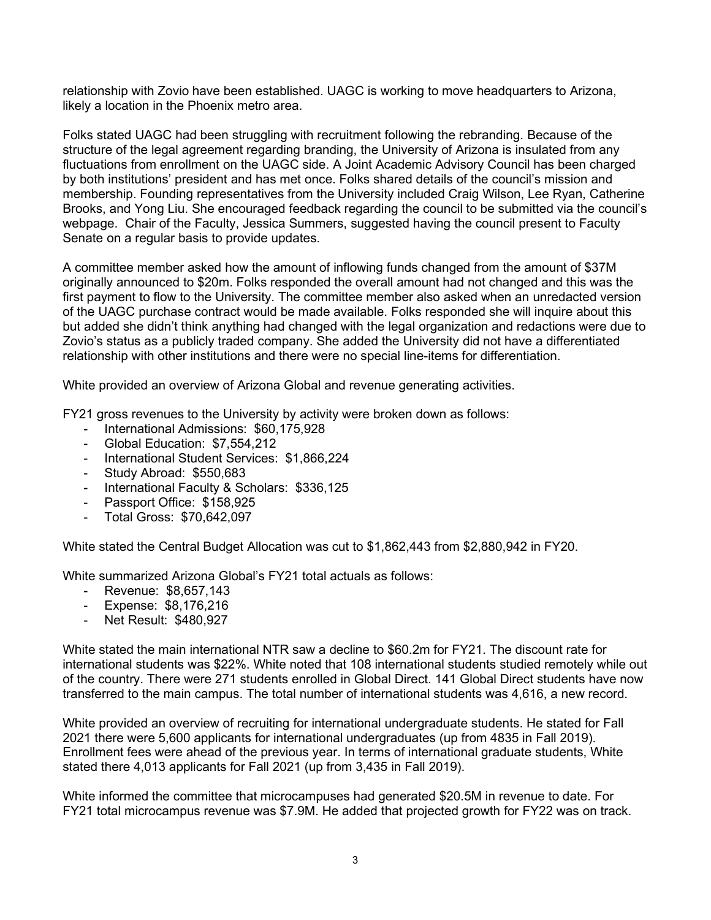relationship with Zovio have been established. UAGC is working to move headquarters to Arizona, likely a location in the Phoenix metro area.

Folks stated UAGC had been struggling with recruitment following the rebranding. Because of the structure of the legal agreement regarding branding, the University of Arizona is insulated from any fluctuations from enrollment on the UAGC side. A Joint Academic Advisory Council has been charged by both institutions' president and has met once. Folks shared details of the council's mission and membership. Founding representatives from the University included Craig Wilson, Lee Ryan, Catherine Brooks, and Yong Liu. She encouraged feedback regarding the council to be submitted via the council's webpage. Chair of the Faculty, Jessica Summers, suggested having the council present to Faculty Senate on a regular basis to provide updates.

A committee member asked how the amount of inflowing funds changed from the amount of $37M originally announced to $20m. Folks responded the overall amount had not changed and this was the first payment to flow to the University. The committee member also asked when an unredacted version of the UAGC purchase contract would be made available. Folks responded she will inquire about this but added she didn't think anything had changed with the legal organization and redactions were due to Zovio's status as a publicly traded company. She added the University did not have a differentiated relationship with other institutions and there were no special line-items for differentiation.

White provided an overview of Arizona Global and revenue generating activities.

FY21 gross revenues to the University by activity were broken down as follows:

- International Admissions: $60,175,928
- Global Education: $7,554,212
- International Student Services: $1,866,224
- Study Abroad: $550,683
- International Faculty & Scholars: $336,125
- Passport Office: $158,925
- Total Gross: $70,642,097

White stated the Central Budget Allocation was cut to $1,862,443 from $2,880,942 in FY20.

White summarized Arizona Global's FY21 total actuals as follows:

- Revenue: $8,657,143
- Expense: $8,176,216
- Net Result: $480,927

White stated the main international NTR saw a decline to $60.2m for FY21. The discount rate for international students was 22%. White noted that 108 international students studied remotely while out of the country. There were 271 students enrolled in Global Direct. 141 Global Direct students have now transferred to the main campus. The total number of international students was 4,616, a new record.

White provided an overview of recruiting for international undergraduate students. He stated for Fall 2021 there were 5,600 applicants for international undergraduates (up from 4835 in Fall 2019). Enrollment fees were ahead of the previous year. In terms of international graduate students, White stated there 4,013 applicants for Fall 2021 (up from 3,435 in Fall 2019).

White informed the committee that microcampuses had generated $20.5M in revenue to date. For FY21 total microcampus revenue was $7.9M. He added that projected growth for FY22 was on track.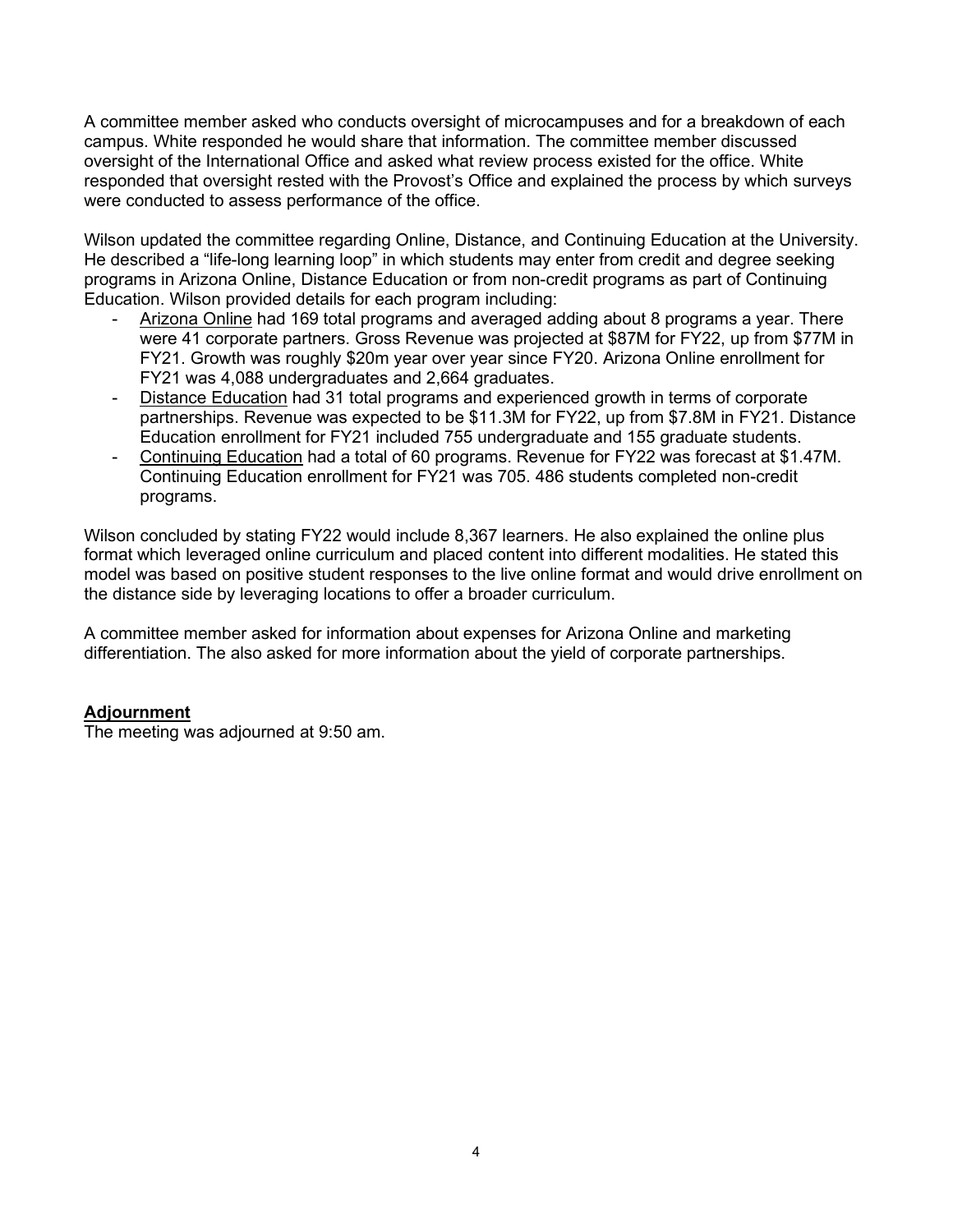A committee member asked who conducts oversight of microcampuses and for a breakdown of each campus. White responded he would share that information. The committee member discussed oversight of the International Office and asked what review process existed for the office. White responded that oversight rested with the Provost's Office and explained the process by which surveys were conducted to assess performance of the office.

Wilson updated the committee regarding Online, Distance, and Continuing Education at the University. He described a "life-long learning loop" in which students may enter from credit and degree seeking programs in Arizona Online, Distance Education or from non-credit programs as part of Continuing Education. Wilson provided details for each program including:

- <u>Arizona Online</u> had 169 total programs and averaged adding about 8 programs a year. There were 41 corporate partners. Gross Revenue was projected at $87M for FY22, up from $77M in FY21. Growth was roughly $20m year over year since FY20. Arizona Online enrollment for FY21 was 4,088 undergraduates and 2,664 graduates.
- <u>Distance Education</u> had 31 total programs and experienced growth in terms of corporate partnerships. Revenue was expected to be $11.3M for FY22, up from $7.8M in FY21. Distance Education enrollment for FY21 included 755 undergraduate and 155 graduate students.
- <u>Continuing Education</u> had a total of 60 programs. Revenue for FY22 was forecast at $1.47M. Continuing Education enrollment for FY21 was 705. 486 students completed non-credit programs.

Wilson concluded by stating FY22 would include 8,367 learners. He also explained the online plus format which leveraged online curriculum and placed content into different modalities. He stated this model was based on positive student responses to the live online format and would drive enrollment on the distance side by leveraging locations to offer a broader curriculum.

A committee member asked for information about expenses for Arizona Online and marketing differentiation. The also asked for more information about the yield of corporate partnerships.

**<u>Adjournment</u>**
The meeting was adjourned at 9:50 am.